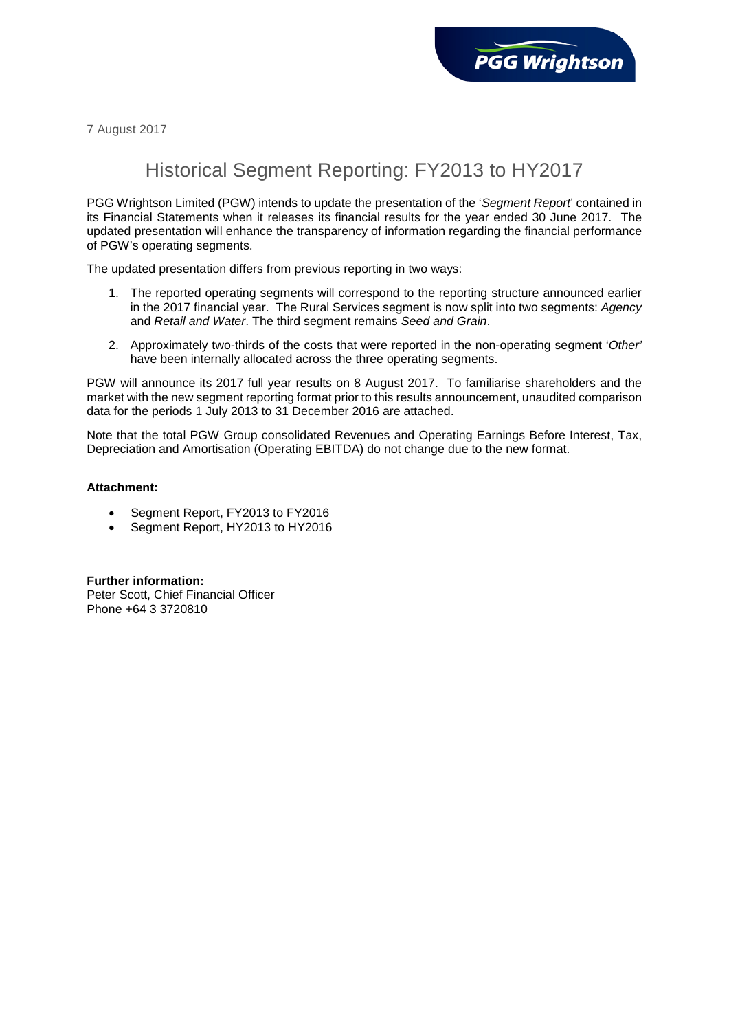7 August 2017

# Historical Segment Reporting: FY2013 to HY2017

PGG Wrightson Limited (PGW) intends to update the presentation of the '*Segment Report*' contained in its Financial Statements when it releases its financial results for the year ended 30 June 2017. The updated presentation will enhance the transparency of information regarding the financial performance of PGW's operating segments.

The updated presentation differs from previous reporting in two ways:

1. The reported operating segments will correspond to the reporting structure announced earlier in the 2017 financial year. The Rural Services segment is now split into two segments: *Agency* and *Retail and Water*. The third segment remains *Seed and Grain*.
2. Approximately two-thirds of the costs that were reported in the non-operating segment '*Other'* have been internally allocated across the three operating segments.

PGW will announce its 2017 full year results on 8 August 2017. To familiarise shareholders and the market with the new segment reporting format prior to this results announcement, unaudited comparison data for the periods 1 July 2013 to 31 December 2016 are attached.

Note that the total PGW Group consolidated Revenues and Operating Earnings Before Interest, Tax, Depreciation and Amortisation (Operating EBITDA) do not change due to the new format.

**Attachment:**

- Segment Report, FY2013 to FY2016
- Segment Report, HY2013 to HY2016

**Further information:**
Peter Scott, Chief Financial Officer
Phone +64 3 3720810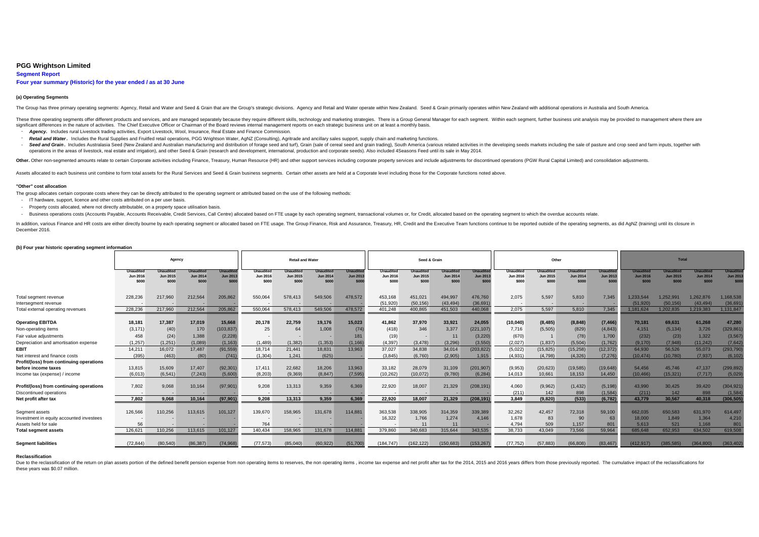# PGG Wrightson Limited

## Segment Report

### Four year summary (Historic) for the year ended / as at 30 June

#### (a) Operating Segments

The Group has three primary operating segments: Agency, Retail and Water and Seed & Grain that are the Group's strategic divisions. Agency and Retail and Water operate within New Zealand. Seed & Grain primarily operates within New Zealand with additional operations in Australia and South America.

These three operating segments offer different products and services, and are managed separately because they require different skills, technology and marketing strategies. There is a Group General Manager for each segment. Within each segment, further business unit analysis may be provided to management where there are significant differences in the nature of activities. The Chief Executive Officer or Chairman of the Board reviews internal management reports on each strategic business unit on at least a monthly basis.

- ***Agency.*** Includes rural Livestock trading activities, Export Livestock, Wool, Insurance, Real Estate and Finance Commission.
- ***Retail and Water*.** Includes the Rural Supplies and Fruitfed retail operations, PGG Wrightson Water, AgNZ (Consulting), Agritrade and ancillary sales support, supply chain and marketing functions.
- ***Seed and Grain*.** Includes Australasia Seed (New Zealand and Australian manufacturing and distribution of forage seed and turf), Grain (sale of cereal seed and grain trading), South America (various related activities in the developing seeds markets including the sale of pasture and crop seed and farm inputs, together with operations in the areas of livestock, real estate and irrigation), and other Seed & Grain (research and development, international, production and corporate seeds). Also included 4Seasons Feed until its sale in May 2014.

**Other.** Other non-segmented amounts relate to certain Corporate activities including Finance, Treasury, Human Resource (HR) and other support services including corporate property services and include adjustments for discontinued operations (PGW Rural Capital Limited) and consolidation adjustments.

Assets allocated to each business unit combine to form total assets for the Rural Services and Seed & Grain business segments. Certain other assets are held at a Corporate level including those for the Corporate functions noted above.

#### "Other" cost allocation

The group allocates certain corporate costs where they can be directly attributed to the operating segment or attributed based on the use of the following methods:

- IT hardware, support, licence and other costs attributed on a per user basis.
- Property costs allocated, where not directly attributable, on a property space utilisation basis.
- Business operations costs (Accounts Payable, Accounts Receivable, Credit Services, Call Centre) allocated based on FTE usage by each operating segment, transactional volumes or, for Credit, allocated based on the operating segment to which the overdue accounts relate.

In addition, various Finance and HR costs are either directly bourne by each operating segment or allocated based on FTE usage. The Group Finance, Risk and Assurance, Treasury, HR, Credit and the Executive Team functions continue to be reported outside of the operating segments, as did AgNZ (training) until its closure in December 2016.

#### (b) Four year historic operating segment information

| | Agency | | | | Retail and Water | | | | Seed & Grain | | | | Other | | | | Total | | | |
|---|---|---|---|---|---|---|---|---|---|---|---|---|---|---|---|---|---|---|---|---|
| | Unaudited Jun 2016 $000 | Unaudited Jun 2015 $000 | Unaudited Jun 2014 $000 | Unaudited Jun 2013 $000 | Unaudited Jun 2016 $000 | Unaudited Jun 2015 $000 | Unaudited Jun 2014 $000 | Unaudited Jun 2013 $000 | Unaudited Jun 2016 $000 | Unaudited Jun 2015 $000 | Unaudited Jun 2014 $000 | Unaudited Jun 2013 $000 | Unaudited Jun 2016 $000 | Unaudited Jun 2015 $000 | Unaudited Jun 2014 $000 | Unaudited Jun 2013 $000 | Unaudited Jun 2016 $000 | Unaudited Jun 2015 $000 | Unaudited Jun 2014 $000 | Unaudited Jun 2013 $000 |
| Total segment revenue | 228,236 | 217,960 | 212,564 | 205,862 | 550,064 | 578,413 | 549,506 | 478,572 | 453,168 | 451,021 | 494,997 | 476,760 | 2,075 | 5,597 | 5,810 | 7,345 | 1,233,544 | 1,252,991 | 1,262,876 | 1,168,538 |
| Intersegment revenue | - | - | - | - | - | - | - | - | (51,920) | (50,156) | (43,494) | (36,691) | - | - | - | - | (51,920) | (50,156) | (43,494) | (36,691) |
| Total external operating revenues | 228,236 | 217,960 | 212,564 | 205,862 | 550,064 | 578,413 | 549,506 | 478,572 | 401,248 | 400,865 | 451,503 | 440,068 | 2,075 | 5,597 | 5,810 | 7,345 | 1,181,624 | 1,202,835 | 1,219,383 | 1,131,847 |
| **Operating EBITDA** | **18,181** | **17,387** | **17,019** | **15,668** | **20,178** | **22,759** | **19,176** | **15,023** | **41,862** | **37,970** | **33,921** | **24,055** | **(10,040)** | **(8,485)** | **(8,848)** | **(7,466)** | **70,181** | **69,631** | **61,268** | **47,280** |
| Non-operating items | (3,171) | (40) | 170 | (103,837) | 25 | 64 | 1,008 | (74) | (418) | 346 | 3,377 | (221,107) | 7,716 | (5,505) | (829) | (4,843) | 4,151 | (5,134) | 3,726 | (329,861) |
| Fair value adjustments | 458 | (24) | 1,388 | (2,228) | - | - | - | 181 | (19) | - | 11 | (3,220) | (670) | 1 | (78) | 1,700 | (232) | (23) | 1,322 | (3,567) |
| Depreciation and amortisation expense | (1,257) | (1,251) | (1,089) | (1,163) | (1,489) | (1,382) | (1,353) | (1,166) | (4,397) | (3,478) | (3,296) | (3,550) | (2,027) | (1,837) | (5,504) | (1,762) | (9,170) | (7,948) | (11,242) | (7,642) |
| **EBIT** | **14,211** | **16,072** | **17,487** | **(91,559)** | **18,714** | **21,441** | **18,831** | **13,963** | **37,027** | **34,838** | **34,014** | **(203,822)** | **(5,022)** | **(15,825)** | **(15,258)** | **(12,372)** | **64,930** | **56,526** | **55,073** | **(293,790)** |
| Net interest and finance costs | (395) | (463) | (80) | (741) | (1,304) | 1,241 | (625) | - | (3,845) | (6,760) | (2,905) | 1,915 | (4,931) | (4,798) | (4,326) | (7,276) | (10,474) | (10,780) | (7,937) | (6,102) |
| **Profit/(loss) from continuing operations before income taxes** | 13,815 | 15,609 | 17,407 | (92,301) | 17,411 | 22,682 | 18,206 | 13,963 | 33,182 | 28,079 | 31,109 | (201,907) | (9,953) | (20,623) | (19,585) | (19,648) | 54,456 | 45,746 | 47,137 | (299,892) |
| Income tax (expense) / income | (6,013) | (6,541) | (7,243) | (5,600) | (8,203) | (9,369) | (8,847) | (7,595) | (10,262) | (10,072) | (9,780) | (6,284) | 14,013 | 10,661 | 18,153 | 14,450 | (10,466) | (15,321) | (7,717) | (5,029) |
| **Profit/(loss) from continuing operations** | 7,802 | 9,068 | 10,164 | (97,901) | 9,208 | 13,313 | 9,359 | 6,369 | 22,920 | 18,007 | 21,329 | (208,191) | 4,060 | (9,962) | (1,432) | (5,198) | 43,990 | 30,425 | 39,420 | (304,921) |
| Discontinued operations | - | - | - | - | - | - | - | - | - | - | - | - | (211) | 142 | 898 | (1,584) | (211) | 142 | 898 | (1,584) |
| **Net profit after tax** | **7,802** | **9,068** | **10,164** | **(97,901)** | **9,208** | **13,313** | **9,359** | **6,369** | **22,920** | **18,007** | **21,329** | **(208,191)** | **3,849** | **(9,820)** | **(533)** | **(6,782)** | **43,779** | **30,567** | **40,318** | **(306,505)** |
| Segment assets | 126,566 | 110,256 | 113,615 | 101,127 | 139,670 | 158,965 | 131,678 | 114,881 | 363,538 | 338,905 | 314,359 | 339,389 | 32,262 | 42,457 | 72,318 | 59,100 | 662,035 | 650,583 | 631,970 | 614,497 |
| Investment in equity accounted investees | - | - | - | - | - | - | - | - | 16,322 | 1,766 | 1,274 | 4,146 | 1,678 | 83 | 90 | 63 | 18,000 | 1,849 | 1,364 | 4,210 |
| Assets held for sale | 56 | - | - | - | 764 | - | - | - | - | 11 | 11 | - | 4,794 | 509 | 1,157 | 801 | 5,613 | 521 | 1,168 | 801 |
| **Total segment assets** | 126,621 | 110,256 | 113,615 | 101,127 | 140,434 | 158,965 | 131,678 | 114,881 | 379,860 | 340,683 | 315,644 | 343,535 | 38,733 | 43,049 | 73,566 | 59,964 | 685,648 | 652,953 | 634,502 | 619,508 |
| **Segment liabilities** | (72,844) | (80,540) | (86,387) | (74,968) | (77,573) | (85,040) | (60,922) | (51,700) | (184,747) | (162,122) | (150,683) | (153,267) | (77,752) | (57,883) | (66,808) | (83,467) | (412,917) | (385,585) | (364,800) | (363,402) |

#### Reclassification

Due to the reclassification of the return on plan assets portion of the defined benefit pension expense from non operating items to reserves, the non operating items , income tax expense and net profit after tax for the 2014, 2015 and 2016 years differs from those previously reported. The cumulative impact of the reclassifications for these years was $0.07 million.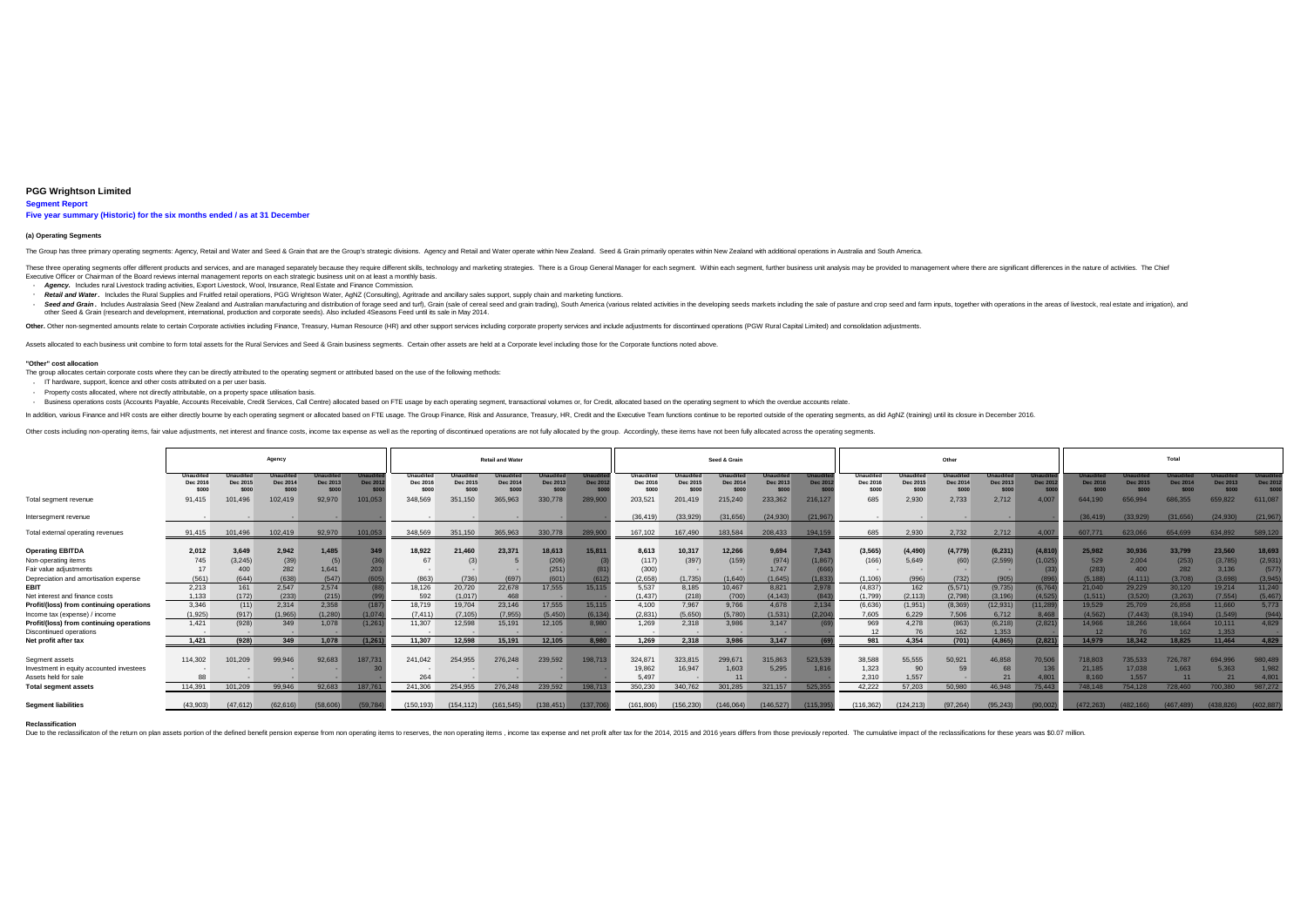# PGG Wrightson Limited

**Segment Report**

**Five year summary (Historic) for the six months ended / as at 31 December**

### (a) Operating Segments

The Group has three primary operating segments: Agency, Retail and Water and Seed & Grain that are the Group's strategic divisions. Agency and Retail and Water operate within New Zealand. Seed & Grain primarily operates within New Zealand with additional operations in Australia and South America.

These three operating segments offer different products and services, and are managed separately because they require different skills, technology and marketing strategies. There is a Group General Manager for each segment. Within each segment, further business unit analysis may be provided to management where there are significant differences in the nature of activities. The Chief Executive Officer or Chairman of the Board reviews internal management reports on each strategic business unit on at least a monthly basis.

- ***Agency.*** Includes rural Livestock trading activities, Export Livestock, Wool, Insurance, Real Estate and Finance Commission.
- ***Retail and Water.*** Includes the Rural Supplies and Fruitfed retail operations, PGG Wrightson Water, AgNZ (Consulting), Agritrade and ancillary sales support, supply chain and marketing functions.
- ***Seed and Grain.*** Includes Australasia Seed (New Zealand and Australian manufacturing and distribution of forage seed and turf), Grain (sale of cereal seed and grain trading), South America (various related activities in the developing seeds markets including the sale of pasture and crop seed and farm inputs, together with operations in the areas of livestock, real estate and irrigation), and other Seed & Grain (research and development, international, production and corporate seeds). Also included 4Seasons Feed until its sale in May 2014.

**Other.** Other non-segmented amounts relate to certain Corporate activities including Finance, Treasury, Human Resource (HR) and other support services including corporate property services and include adjustments for discontinued operations (PGW Rural Capital Limited) and consolidation adjustments.

Assets allocated to each business unit combine to form total assets for the Rural Services and Seed & Grain business segments. Certain other assets are held at a Corporate level including those for the Corporate functions noted above.

**"Other" cost allocation**

The group allocates certain corporate costs where they can be directly attributed to the operating segment or attributed based on the use of the following methods:

- IT hardware, support, licence and other costs attributed on a per user basis.
- Property costs allocated, where not directly attributable, on a property space utilisation basis.
- Business operations costs (Accounts Payable, Accounts Receivable, Credit Services, Call Centre) allocated based on FTE usage by each operating segment, transactional volumes or, for Credit, allocated based on the operating segment to which the overdue accounts relate.

In addition, various Finance and HR costs are either directly bourne by each operating segment or allocated based on FTE usage. The Group Finance, Risk and Assurance, Treasury, HR, Credit and the Executive Team functions continue to be reported outside of the operating segments, as did AgNZ (training) until its closure in December 2016.

Other costs including non-operating items, fair value adjustments, net interest and finance costs, income tax expense as well as the reporting of discontinued operations are not fully allocated by the group. Accordingly, these items have not been fully allocated across the operating segments.

| | Agency | | | | | Retail and Water | | | | | Seed & Grain | | | | | Other | | | | | Total | | | | |
|---|---|---|---|---|---|---|---|---|---|---|---|---|---|---|---|---|---|---|---|---|---|---|---|---|---|
| | Unaudited Dec 2016 $000 | Unaudited Dec 2015 $000 | Unaudited Dec 2014 $000 | Unaudited Dec 2013 $000 | Unaudited Dec 2012 $000 | Unaudited Dec 2016 $000 | Unaudited Dec 2015 $000 | Unaudited Dec 2014 $000 | Unaudited Dec 2013 $000 | Unaudited Dec 2012 $000 | Unaudited Dec 2016 $000 | Unaudited Dec 2015 $000 | Unaudited Dec 2014 $000 | Unaudited Dec 2013 $000 | Unaudited Dec 2012 $000 | Unaudited Dec 2016 $000 | Unaudited Dec 2015 $000 | Unaudited Dec 2014 $000 | Unaudited Dec 2013 $000 | Unaudited Dec 2012 $000 | Unaudited Dec 2016 $000 | Unaudited Dec 2015 $000 | Unaudited Dec 2014 $000 | Unaudited Dec 2013 $000 | Unaudited Dec 2012 $000 |
| Total segment revenue | 91,415 | 101,496 | 102,419 | 92,970 | 101,053 | 348,569 | 351,150 | 365,963 | 330,778 | 289,900 | 203,521 | 201,419 | 215,240 | 233,362 | 216,127 | 685 | 2,930 | 2,733 | 2,712 | 4,007 | 644,190 | 656,994 | 686,355 | 659,822 | 611,087 |
| Intersegment revenue | - | - | - | - | - | - | - | - | - | - | (36,419) | (33,929) | (31,656) | (24,930) | (21,967) | - | - | - | - | - | (36,419) | (33,929) | (31,656) | (24,930) | (21,967) |
| Total external operating revenues | 91,415 | 101,496 | 102,419 | 92,970 | 101,053 | 348,569 | 351,150 | 365,963 | 330,778 | 289,900 | 167,102 | 167,490 | 183,584 | 208,433 | 194,159 | 685 | 2,930 | 2,732 | 2,712 | 4,007 | 607,771 | 623,066 | 654,699 | 634,892 | 589,120 |
| **Operating EBITDA** | **2,012** | **3,649** | **2,942** | **1,485** | **349** | **18,922** | **21,460** | **23,371** | **18,613** | **15,811** | **8,613** | **10,317** | **12,266** | **9,694** | **7,343** | **(3,565)** | **(4,490)** | **(4,779)** | **(6,231)** | **(4,810)** | **25,982** | **30,936** | **33,799** | **23,560** | **18,693** |
| Non-operating items | 745 | (3,245) | (39) | (5) | (36) | 67 | (3) | 5 | (206) | (3) | (117) | (397) | (159) | (974) | (1,867) | (166) | 5,649 | (60) | (2,599) | (1,025) | 529 | 2,004 | (253) | (3,785) | (2,931) |
| Fair value adjustments | 17 | 400 | 282 | 1,641 | 203 | - | - | - | (251) | (81) | (300) | - | - | 1,747 | (666) | - | - | - | - | (33) | (283) | 400 | 282 | 3,136 | (577) |
| Depreciation and amortisation expense | (561) | (644) | (638) | (547) | (605) | (863) | (736) | (697) | (601) | (612) | (2,658) | (1,735) | (1,640) | (1,645) | (1,833) | (1,106) | (996) | (732) | (905) | (896) | (5,188) | (4,111) | (3,708) | (3,698) | (3,945) |
| **EBIT** | 2,213 | 161 | 2,547 | 2,574 | (88) | 18,126 | 20,720 | 22,678 | 17,555 | 15,115 | 5,537 | 8,185 | 10,467 | 8,821 | 2,978 | (4,837) | 162 | (5,571) | (9,735) | (6,764) | 21,040 | 29,229 | 30,120 | 19,214 | 11,240 |
| Net interest and finance costs | 1,133 | (172) | (233) | (215) | (99) | 592 | (1,017) | 468 | - | - | (1,437) | (218) | (700) | (4,143) | (843) | (1,799) | (2,113) | (2,798) | (3,196) | (4,525) | (1,511) | (3,520) | (3,263) | (7,554) | (5,467) |
| **Profit/(loss) from continuing operations** | 3,346 | (11) | 2,314 | 2,358 | (187) | 18,719 | 19,704 | 23,146 | 17,555 | 15,115 | 4,100 | 7,967 | 9,766 | 4,678 | 2,134 | (6,636) | (1,951) | (8,369) | (12,931) | (11,289) | 19,529 | 25,709 | 26,858 | 11,660 | 5,773 |
| Income tax (expense) / income | (1,925) | (917) | (1,965) | (1,280) | (1,074) | (7,411) | (7,105) | (7,955) | (5,450) | (6,134) | (2,831) | (5,650) | (5,780) | (1,531) | (2,204) | 7,605 | 6,229 | 7,506 | 6,712 | 8,468 | (4,562) | (7,443) | (8,194) | (1,549) | (944) |
| **Profit/(loss) from continuing operations** | 1,421 | (928) | 349 | 1,078 | (1,261) | 11,307 | 12,598 | 15,191 | 12,105 | 8,980 | 1,269 | 2,318 | 3,986 | 3,147 | (69) | 969 | 4,278 | (863) | (6,218) | (2,821) | 14,966 | 18,266 | 18,664 | 10,111 | 4,829 |
| Discontinued operations | - | - | - | - | - | - | - | - | - | - | - | - | - | - | - | 12 | 76 | 162 | 1,353 | - | 12 | 76 | 162 | 1,353 | - |
| **Net profit after tax** | **1,421** | **(928)** | **349** | **1,078** | **(1,261)** | **11,307** | **12,598** | **15,191** | **12,105** | **8,980** | **1,269** | **2,318** | **3,986** | **3,147** | **(69)** | **981** | **4,354** | **(701)** | **(4,865)** | **(2,821)** | **14,979** | **18,342** | **18,825** | **11,464** | **4,829** |
| Segment assets | 114,302 | 101,209 | 99,946 | 92,683 | 187,731 | 241,042 | 254,955 | 276,248 | 239,592 | 198,713 | 324,871 | 323,815 | 299,671 | 315,863 | 523,539 | 38,588 | 55,555 | 50,921 | 46,858 | 70,506 | 718,803 | 735,533 | 726,787 | 694,996 | 980,489 |
| Investment in equity accounted investees | - | - | - | - | 30 | - | - | - | - | - | 19,862 | 16,947 | 1,603 | 5,295 | 1,816 | 1,323 | 90 | 59 | 68 | 136 | 21,185 | 17,038 | 1,663 | 5,363 | 1,982 |
| Assets held for sale | 88 | - | - | - | - | 264 | - | - | - | - | 5,497 | - | 11 | - | - | 2,310 | 1,557 | - | 21 | 4,801 | 8,160 | 1,557 | 11 | 21 | 4,801 |
| **Total segment assets** | **114,391** | **101,209** | **99,946** | **92,683** | **187,761** | **241,306** | **254,955** | **276,248** | **239,592** | **198,713** | **350,230** | **340,762** | **301,285** | **321,157** | **525,355** | **42,222** | **57,203** | **50,980** | **46,948** | **75,443** | **748,148** | **754,128** | **728,460** | **700,380** | **987,272** |
| **Segment liabilities** | (43,903) | (47,612) | (62,616) | (58,606) | (59,784) | (150,193) | (154,112) | (161,545) | (138,451) | (137,706) | (161,806) | (156,230) | (146,064) | (146,527) | (115,395) | (116,362) | (124,213) | (97,264) | (95,243) | (90,002) | (472,263) | (482,166) | (467,489) | (438,826) | (402,887) |

**Reclassification**

Due to the reclassificaton of the return on plan assets portion of the defined benefit pension expense from non operating items to reserves, the non operating items , income tax expense and net profit after tax for the 2014, 2015 and 2016 years differs from those previously reported. The cumulative impact of the reclassifications for these years was $0.07 million.